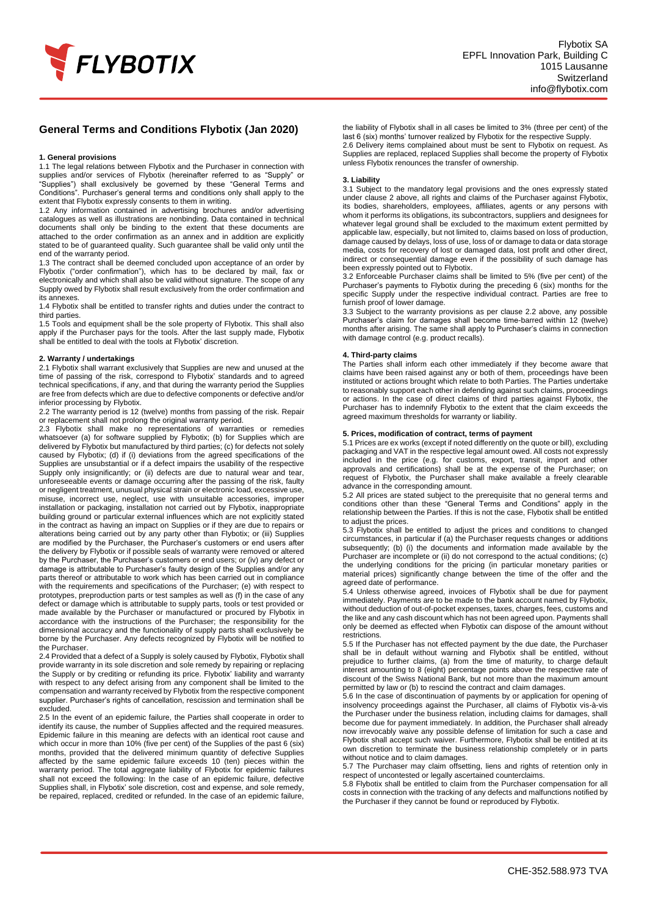# General Terms and Conditions Flybotix (Jan 2020)

### 1. General provisions

1.1 The legal relations between Flybotix and the Purchaser in connection with supplies and/or services of Flybotix (hereinafter referred to as "Supply" or "Supplies") shall exclusively be governed by these "General Terms and Conditions". Purchaser's general terms and conditions only shall apply to the extent that Flybotix expressly consents to them in writing.

1.2 Any information contained in advertising brochures and/or advertising catalogues as well as illustrations are nonbinding. Data contained in technical documents shall only be binding to the extent that these documents are attached to the order confirmation as an annex and in addition are explicitly stated to be of guaranteed quality. Such guarantee shall be valid only until the end of the warranty period.

1.3 The contract shall be deemed concluded upon acceptance of an order by Flybotix ("order confirmation"), which has to be declared by mail, fax or electronically and which shall also be valid without signature. The scope of any Supply owed by Flybotix shall result exclusively from the order confirmation and its annexes.

1.4 Flybotix shall be entitled to transfer rights and duties under the contract to third parties.

1.5 Tools and equipment shall be the sole property of Flybotix. This shall also apply if the Purchaser pays for the tools. After the last supply made, Flybotix shall be entitled to deal with the tools at Flybotix' discretion.

### 2. Warranty / undertakings

2.1 Flybotix shall warrant exclusively that Supplies are new and unused at the time of passing of the risk, correspond to Flybotix' standards and to agreed technical specifications, if any, and that during the warranty period the Supplies are free from defects which are due to defective components or defective and/or inferior processing by Flybotix.

2.2 The warranty period is 12 (twelve) months from passing of the risk. Repair or replacement shall not prolong the original warranty period.

2.3 Flybotix shall make no representations of warranties or remedies whatsoever (a) for software supplied by Flybotix; (b) for Supplies which are delivered by Flybotix but manufactured by third parties; (c) for defects not solely caused by Flybotix; (d) if (i) deviations from the agreed specifications of the Supplies are unsubstantial or if a defect impairs the usability of the respective Supply only insignificantly; or (ii) defects are due to natural wear and tear, unforeseeable events or damage occurring after the passing of the risk, faulty or negligent treatment, unusual physical strain or electronic load, excessive use, misuse, incorrect use, neglect, use with unsuitable accessories, improper installation or packaging, installation not carried out by Flybotix, inappropriate building ground or particular external influences which are not explicitly stated in the contract as having an impact on Supplies or if they are due to repairs or alterations being carried out by any party other than Flybotix; or (iii) Supplies are modified by the Purchaser, the Purchaser's customers or end users after the delivery by Flybotix or if possible seals of warranty were removed or altered by the Purchaser, the Purchaser's customers or end users; or (iv) any defect or damage is attributable to Purchaser's faulty design of the Supplies and/or any parts thereof or attributable to work which has been carried out in compliance with the requirements and specifications of the Purchaser; (e) with respect to prototypes, preproduction parts or test samples as well as (f) in the case of any defect or damage which is attributable to supply parts, tools or test provided or made available by the Purchaser or manufactured or procured by Flybotix in accordance with the instructions of the Purchaser; the responsibility for the dimensional accuracy and the functionality of supply parts shall exclusively be borne by the Purchaser. Any defects recognized by Flybotix will be notified to the Purchaser.

2.4 Provided that a defect of a Supply is solely caused by Flybotix, Flybotix shall provide warranty in its sole discretion and sole remedy by repairing or replacing the Supply or by crediting or refunding its price. Flybotix' liability and warranty with respect to any defect arising from any component shall be limited to the compensation and warranty received by Flybotix from the respective component supplier. Purchaser's rights of cancellation, rescission and termination shall be excluded.

2.5 In the event of an epidemic failure, the Parties shall cooperate in order to identify its cause, the number of Supplies affected and the required measures. Epidemic failure in this meaning are defects with an identical root cause and which occur in more than 10% (five per cent) of the Supplies of the past 6 (six) months, provided that the delivered minimum quantity of defective Supplies affected by the same epidemic failure exceeds 10 (ten) pieces within the warranty period. The total aggregate liability of Flybotix for epidemic failures shall not exceed the following: In the case of an epidemic failure, defective Supplies shall, in Flybotix' sole discretion, cost and expense, and sole remedy, be repaired, replaced, credited or refunded. In the case of an epidemic failure, the liability of Flybotix shall in all cases be limited to 3% (three per cent) of the last 6 (six) months' turnover realized by Flybotix for the respective Supply.

2.6 Delivery items complained about must be sent to Flybotix on request. As Supplies are replaced, replaced Supplies shall become the property of Flybotix unless Flybotix renounces the transfer of ownership.

### 3. Liability

3.1 Subject to the mandatory legal provisions and the ones expressly stated under clause 2 above, all rights and claims of the Purchaser against Flybotix, its bodies, shareholders, employees, affiliates, agents or any persons with whom it performs its obligations, its subcontractors, suppliers and designees for whatever legal ground shall be excluded to the maximum extent permitted by applicable law, especially, but not limited to, claims based on loss of production, damage caused by delays, loss of use, loss of or damage to data or data storage media, costs for recovery of lost or damaged data, lost profit and other direct, indirect or consequential damage even if the possibility of such damage has been expressly pointed out to Flybotix.

3.2 Enforceable Purchaser claims shall be limited to 5% (five per cent) of the Purchaser's payments to Flybotix during the preceding 6 (six) months for the specific Supply under the respective individual contract. Parties are free to furnish proof of lower damage.

3.3 Subject to the warranty provisions as per clause 2.2 above, any possible Purchaser's claim for damages shall become time-barred within 12 (twelve) months after arising. The same shall apply to Purchaser's claims in connection with damage control (e.g. product recalls).

### 4. Third-party claims

The Parties shall inform each other immediately if they become aware that claims have been raised against any or both of them, proceedings have been instituted or actions brought which relate to both Parties. The Parties undertake to reasonably support each other in defending against such claims, proceedings or actions. In the case of direct claims of third parties against Flybotix, the Purchaser has to indemnify Flybotix to the extent that the claim exceeds the agreed maximum thresholds for warranty or liability.

### 5. Prices, modification of contract, terms of payment

5.1 Prices are ex works (except if noted differently on the quote or bill), excluding packaging and VAT in the respective legal amount owed. All costs not expressly included in the price (e.g. for customs, export, transit, import and other approvals and certifications) shall be at the expense of the Purchaser; on request of Flybotix, the Purchaser shall make available a freely clearable advance in the corresponding amount.

5.2 All prices are stated subject to the prerequisite that no general terms and conditions other than these "General Terms and Conditions" apply in the relationship between the Parties. If this is not the case, Flybotix shall be entitled to adjust the prices.

5.3 Flybotix shall be entitled to adjust the prices and conditions to changed circumstances, in particular if (a) the Purchaser requests changes or additions subsequently; (b) (i) the documents and information made available by the Purchaser are incomplete or (ii) do not correspond to the actual conditions; (c) the underlying conditions for the pricing (in particular monetary parities or material prices) significantly change between the time of the offer and the agreed date of performance.

5.4 Unless otherwise agreed, invoices of Flybotix shall be due for payment immediately. Payments are to be made to the bank account named by Flybotix, without deduction of out-of-pocket expenses, taxes, charges, fees, customs and the like and any cash discount which has not been agreed upon. Payments shall only be deemed as effected when Flybotix can dispose of the amount without restrictions.

5.5 If the Purchaser has not effected payment by the due date, the Purchaser shall be in default without warning and Flybotix shall be entitled, without prejudice to further claims, (a) from the time of maturity, to charge default interest amounting to 8 (eight) percentage points above the respective rate of discount of the Swiss National Bank, but not more than the maximum amount permitted by law or (b) to rescind the contract and claim damages.

5.6 In the case of discontinuation of payments by or application for opening of insolvency proceedings against the Purchaser, all claims of Flybotix vis-à-vis the Purchaser under the business relation, including claims for damages, shall become due for payment immediately. In addition, the Purchaser shall already now irrevocably waive any possible defense of limitation for such a case and Flybotix shall accept such waiver. Furthermore, Flybotix shall be entitled at its own discretion to terminate the business relationship completely or in parts without notice and to claim damages.

5.7 The Purchaser may claim offsetting, liens and rights of retention only in respect of uncontested or legally ascertained counterclaims.

5.8 Flybotix shall be entitled to claim from the Purchaser compensation for all costs in connection with the tracking of any defects and malfunctions notified by the Purchaser if they cannot be found or reproduced by Flybotix.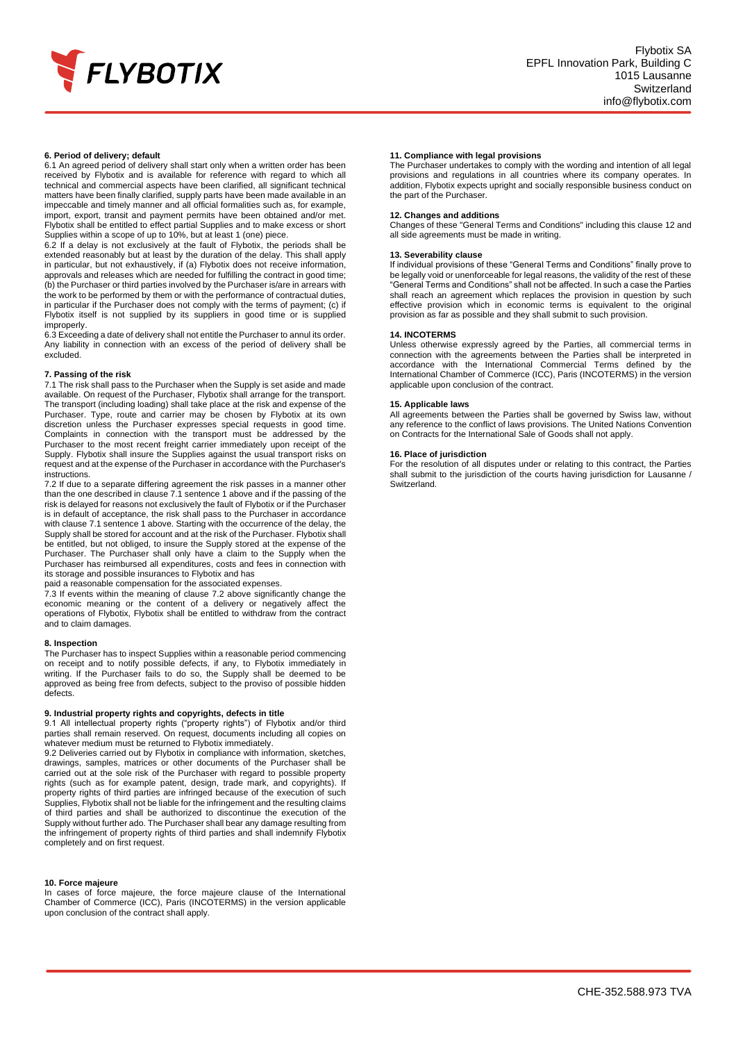## 6. Period of delivery; default

6.1 An agreed period of delivery shall start only when a written order has been received by Flybotix and is available for reference with regard to which all technical and commercial aspects have been clarified, all significant technical matters have been finally clarified, supply parts have been made available in an impeccable and timely manner and all official formalities such as, for example, import, export, transit and payment permits have been obtained and/or met. Flybotix shall be entitled to effect partial Supplies and to make excess or short Supplies within a scope of up to 10%, but at least 1 (one) piece.

6.2 If a delay is not exclusively at the fault of Flybotix, the periods shall be extended reasonably but at least by the duration of the delay. This shall apply in particular, but not exhaustively, if (a) Flybotix does not receive information, approvals and releases which are needed for fulfilling the contract in good time; (b) the Purchaser or third parties involved by the Purchaser is/are in arrears with the work to be performed by them or with the performance of contractual duties, in particular if the Purchaser does not comply with the terms of payment; (c) if Flybotix itself is not supplied by its suppliers in good time or is supplied improperly.

6.3 Exceeding a date of delivery shall not entitle the Purchaser to annul its order. Any liability in connection with an excess of the period of delivery shall be excluded.

## 7. Passing of the risk

7.1 The risk shall pass to the Purchaser when the Supply is set aside and made available. On request of the Purchaser, Flybotix shall arrange for the transport. The transport (including loading) shall take place at the risk and expense of the Purchaser. Type, route and carrier may be chosen by Flybotix at its own discretion unless the Purchaser expresses special requests in good time. Complaints in connection with the transport must be addressed by the Purchaser to the most recent freight carrier immediately upon receipt of the Supply. Flybotix shall insure the Supplies against the usual transport risks on request and at the expense of the Purchaser in accordance with the Purchaser's instructions.

7.2 If due to a separate differing agreement the risk passes in a manner other than the one described in clause 7.1 sentence 1 above and if the passing of the risk is delayed for reasons not exclusively the fault of Flybotix or if the Purchaser is in default of acceptance, the risk shall pass to the Purchaser in accordance with clause 7.1 sentence 1 above. Starting with the occurrence of the delay, the Supply shall be stored for account and at the risk of the Purchaser. Flybotix shall be entitled, but not obliged, to insure the Supply stored at the expense of the Purchaser. The Purchaser shall only have a claim to the Supply when the Purchaser has reimbursed all expenditures, costs and fees in connection with its storage and possible insurances to Flybotix and has paid a reasonable compensation for the associated expenses.

7.3 If events within the meaning of clause 7.2 above significantly change the economic meaning or the content of a delivery or negatively affect the operations of Flybotix, Flybotix shall be entitled to withdraw from the contract and to claim damages.

## 8. Inspection

The Purchaser has to inspect Supplies within a reasonable period commencing on receipt and to notify possible defects, if any, to Flybotix immediately in writing. If the Purchaser fails to do so, the Supply shall be deemed to be approved as being free from defects, subject to the proviso of possible hidden defects.

## 9. Industrial property rights and copyrights, defects in title

9.1 All intellectual property rights ("property rights") of Flybotix and/or third parties shall remain reserved. On request, documents including all copies on whatever medium must be returned to Flybotix immediately.

9.2 Deliveries carried out by Flybotix in compliance with information, sketches, drawings, samples, matrices or other documents of the Purchaser shall be carried out at the sole risk of the Purchaser with regard to possible property rights (such as for example patent, design, trade mark, and copyrights). If property rights of third parties are infringed because of the execution of such Supplies, Flybotix shall not be liable for the infringement and the resulting claims of third parties and shall be authorized to discontinue the execution of the Supply without further ado. The Purchaser shall bear any damage resulting from the infringement of property rights of third parties and shall indemnify Flybotix completely and on first request.

## 10. Force majeure

In cases of force majeure, the force majeure clause of the International Chamber of Commerce (ICC), Paris (INCOTERMS) in the version applicable upon conclusion of the contract shall apply.

## 11. Compliance with legal provisions

The Purchaser undertakes to comply with the wording and intention of all legal provisions and regulations in all countries where its company operates. In addition, Flybotix expects upright and socially responsible business conduct on the part of the Purchaser.

## 12. Changes and additions

Changes of these "General Terms and Conditions" including this clause 12 and all side agreements must be made in writing.

## 13. Severability clause

If individual provisions of these "General Terms and Conditions" finally prove to be legally void or unenforceable for legal reasons, the validity of the rest of these "General Terms and Conditions" shall not be affected. In such a case the Parties shall reach an agreement which replaces the provision in question by such effective provision which in economic terms is equivalent to the original provision as far as possible and they shall submit to such provision.

## 14. INCOTERMS

Unless otherwise expressly agreed by the Parties, all commercial terms in connection with the agreements between the Parties shall be interpreted in accordance with the International Commercial Terms defined by the International Chamber of Commerce (ICC), Paris (INCOTERMS) in the version applicable upon conclusion of the contract.

## 15. Applicable laws

All agreements between the Parties shall be governed by Swiss law, without any reference to the conflict of laws provisions. The United Nations Convention on Contracts for the International Sale of Goods shall not apply.

## 16. Place of jurisdiction

For the resolution of all disputes under or relating to this contract, the Parties shall submit to the jurisdiction of the courts having jurisdiction for Lausanne / Switzerland.